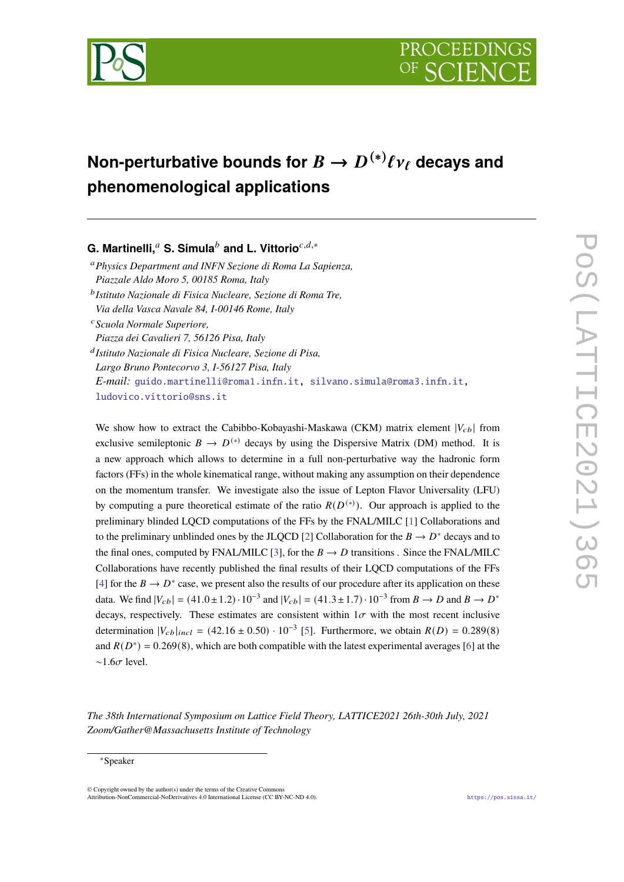# Non-perturbative bounds for $B \to D^{(*)}\ell\nu_\ell$ decays and phenomenological applications

**G. Martinelli,**[a] **S. Simula**[b] **and L. Vittorio**[c,d,*]

[a] *Physics Department and INFN Sezione di Roma La Sapienza, Piazzale Aldo Moro 5, 00185 Roma, Italy*

[b] *Istituto Nazionale di Fisica Nucleare, Sezione di Roma Tre, Via della Vasca Navale 84, I-00146 Rome, Italy*

[c] *Scuola Normale Superiore, Piazza dei Cavalieri 7, 56126 Pisa, Italy*

[d] *Istituto Nazionale di Fisica Nucleare, Sezione di Pisa, Largo Bruno Pontecorvo 3, I-56127 Pisa, Italy*

*E-mail:* guido.martinelli@roma1.infn.it, silvano.simula@roma3.infn.it, ludovico.vittorio@sns.it

We show how to extract the Cabibbo-Kobayashi-Maskawa (CKM) matrix element $|V_{cb}|$ from exclusive semileptonic $B \to D^{(*)}$ decays by using the Dispersive Matrix (DM) method. It is a new approach which allows to determine in a full non-perturbative way the hadronic form factors (FFs) in the whole kinematical range, without making any assumption on their dependence on the momentum transfer. We investigate also the issue of Lepton Flavor Universality (LFU) by computing a pure theoretical estimate of the ratio $R(D^{(*)})$. Our approach is applied to the preliminary blinded LQCD computations of the FFs by the FNAL/MILC [1] Collaborations and to the preliminary unblinded ones by the JLQCD [2] Collaboration for the $B \to D^*$ decays and to the final ones, computed by FNAL/MILC [3], for the $B \to D$ transitions . Since the FNAL/MILC Collaborations have recently published the final results of their LQCD computations of the FFs [4] for the $B \to D^*$ case, we present also the results of our procedure after its application on these data. We find $|V_{cb}| = (41.0 \pm 1.2) \cdot 10^{-3}$ and $|V_{cb}| = (41.3 \pm 1.7) \cdot 10^{-3}$ from $B \to D$ and $B \to D^*$ decays, respectively. These estimates are consistent within $1\sigma$ with the most recent inclusive determination $|V_{cb}|_{incl} = (42.16 \pm 0.50) \cdot 10^{-3}$ [5]. Furthermore, we obtain $R(D) = 0.289(8)$ and $R(D^*) = 0.269(8)$, which are both compatible with the latest experimental averages [6] at the $\sim 1.6\sigma$ level.

*The 38th International Symposium on Lattice Field Theory, LATTICE2021 26th-30th July, 2021 Zoom/Gather@Massachusetts Institute of Technology*

*Speaker

© Copyright owned by the author(s) under the terms of the Creative Commons Attribution-NonCommercial-NoDerivatives 4.0 International License (CC BY-NC-ND 4.0).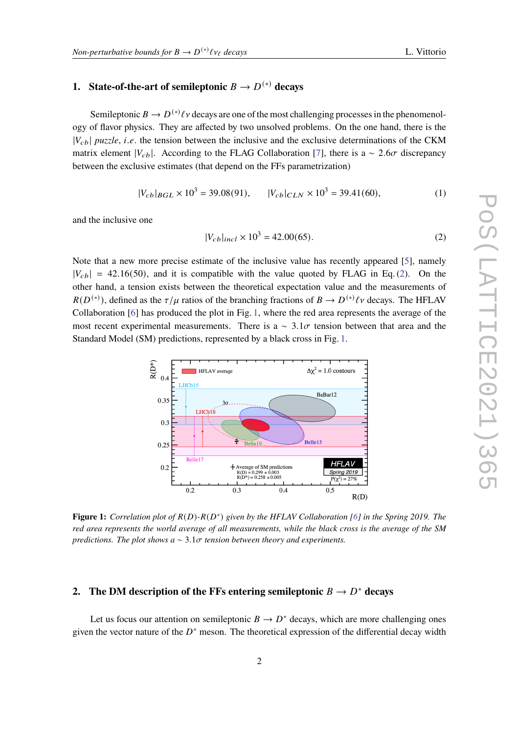## 1. State-of-the-art of semileptonic $B \to D^{(*)}$ decays

Semileptonic $B \to D^{(*)} \ell \nu$ decays are one of the most challenging processes in the phenomenology of flavor physics. They are affected by two unsolved problems. On the one hand, there is the $|V_{cb}|$ *puzzle*, *i.e.* the tension between the inclusive and the exclusive determinations of the CKM matrix element $|V_{cb}|$. According to the FLAG Collaboration [7], there is a $\sim 2.6\sigma$ discrepancy between the exclusive estimates (that depend on the FFs parametrization)

$$|V_{cb}|_{BGL} \times 10^3 = 39.08(91), \qquad |V_{cb}|_{CLN} \times 10^3 = 39.41(60), \tag{1}$$

and the inclusive one

$$|V_{cb}|_{incl} \times 10^3 = 42.00(65). \tag{2}$$

Note that a new more precise estimate of the inclusive value has recently appeared [5], namely $|V_{cb}| = 42.16(50)$, and it is compatible with the value quoted by FLAG in Eq. (2). On the other hand, a tension exists between the theoretical expectation value and the measurements of $R(D^{(*)})$, defined as the $\tau/\mu$ ratios of the branching fractions of $B \to D^{(*)} \ell \nu$ decays. The HFLAV Collaboration [6] has produced the plot in Fig. 1, where the red area represents the average of the most recent experimental measurements. There is a $\sim 3.1\sigma$ tension between that area and the Standard Model (SM) predictions, represented by a black cross in Fig. 1.

**Figure 1:** *Correlation plot of $R(D)$-$R(D^*)$ given by the HFLAV Collaboration [6] in the Spring 2019. The red area represents the world average of all measurements, while the black cross is the average of the SM predictions. The plot shows a $\sim 3.1\sigma$ tension between theory and experiments.*

## 2. The DM description of the FFs entering semileptonic $B \to D^*$ decays

Let us focus our attention on semileptonic $B \to D^*$ decays, which are more challenging ones given the vector nature of the $D^*$ meson. The theoretical expression of the differential decay width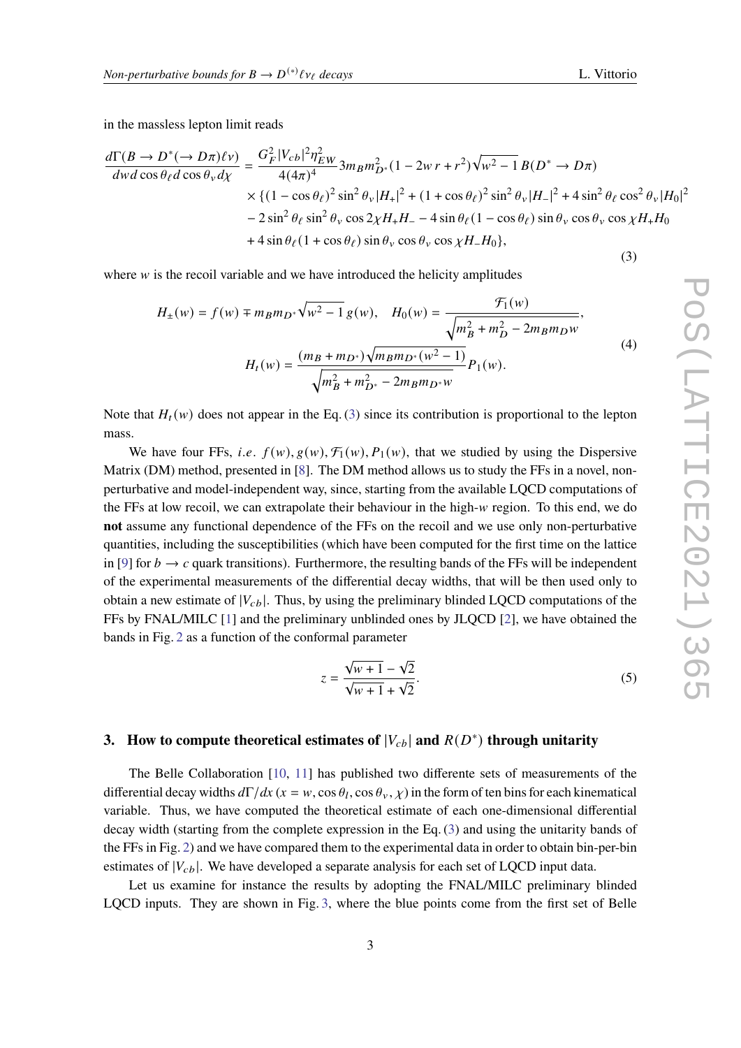in the massless lepton limit reads

$$
\begin{aligned}
\frac{d\Gamma(B \to D^*(\to D\pi)\ell\nu)}{dw\, d\cos\theta_\ell\, d\cos\theta_v\, d\chi} = \; & \frac{G_F^2 |V_{cb}|^2 \eta_{EW}^2}{4(4\pi)^4} 3 m_B m_{D^*}^2 (1 - 2w\, r + r^2) \sqrt{w^2 - 1}\, B(D^* \to D\pi) \\
& \times \{(1 - \cos\theta_\ell)^2 \sin^2\theta_v |H_+|^2 + (1 + \cos\theta_\ell)^2 \sin^2\theta_v |H_-|^2 + 4 \sin^2\theta_\ell \cos^2\theta_v |H_0|^2 \\
& - 2 \sin^2\theta_\ell \sin^2\theta_v \cos 2\chi H_+ H_- - 4 \sin\theta_\ell (1 - \cos\theta_\ell) \sin\theta_v \cos\theta_v \cos\chi H_+ H_0 \\
& + 4 \sin\theta_\ell (1 + \cos\theta_\ell) \sin\theta_v \cos\theta_v \cos\chi H_- H_0\},
\end{aligned}
\tag{3}
$$

where $w$ is the recoil variable and we have introduced the helicity amplitudes

$$
\begin{aligned}
H_\pm(w) = f(w) \mp m_B m_{D^*} \sqrt{w^2 - 1}\, g(w), \quad & H_0(w) = \frac{\mathcal{F}_1(w)}{\sqrt{m_B^2 + m_D^2 - 2 m_B m_D w}}, \\
H_t(w) = \frac{(m_B + m_{D^*}) \sqrt{m_B m_{D^*}(w^2 - 1)}}{\sqrt{m_B^2 + m_{D^*}^2 - 2 m_B m_{D^*} w}} & P_1(w).
\end{aligned}
\tag{4}
$$

Note that $H_t(w)$ does not appear in the Eq. (3) since its contribution is proportional to the lepton mass.

We have four FFs, *i.e.* $f(w), g(w), \mathcal{F}_1(w), P_1(w)$, that we studied by using the Dispersive Matrix (DM) method, presented in [8]. The DM method allows us to study the FFs in a novel, non-perturbative and model-independent way, since, starting from the available LQCD computations of the FFs at low recoil, we can extrapolate their behaviour in the high-$w$ region. To this end, we do **not** assume any functional dependence of the FFs on the recoil and we use only non-perturbative quantities, including the susceptibilities (which have been computed for the first time on the lattice in [9] for $b \to c$ quark transitions). Furthermore, the resulting bands of the FFs will be independent of the experimental measurements of the differential decay widths, that will be then used only to obtain a new estimate of $|V_{cb}|$. Thus, by using the preliminary blinded LQCD computations of the FFs by FNAL/MILC [1] and the preliminary unblinded ones by JLQCD [2], we have obtained the bands in Fig. 2 as a function of the conformal parameter

$$
z = \frac{\sqrt{w+1} - \sqrt{2}}{\sqrt{w+1} + \sqrt{2}}.
\tag{5}
$$

## 3. How to compute theoretical estimates of $|V_{cb}|$ and $R(D^*)$ through unitarity

The Belle Collaboration [10, 11] has published two differente sets of measurements of the differential decay widths $d\Gamma/dx$ ($x = w, \cos\theta_l, \cos\theta_v, \chi$) in the form of ten bins for each kinematical variable. Thus, we have computed the theoretical estimate of each one-dimensional differential decay width (starting from the complete expression in the Eq. (3) and using the unitarity bands of the FFs in Fig. 2) and we have compared them to the experimental data in order to obtain bin-per-bin estimates of $|V_{cb}|$. We have developed a separate analysis for each set of LQCD input data.

Let us examine for instance the results by adopting the FNAL/MILC preliminary blinded LQCD inputs. They are shown in Fig. 3, where the blue points come from the first set of Belle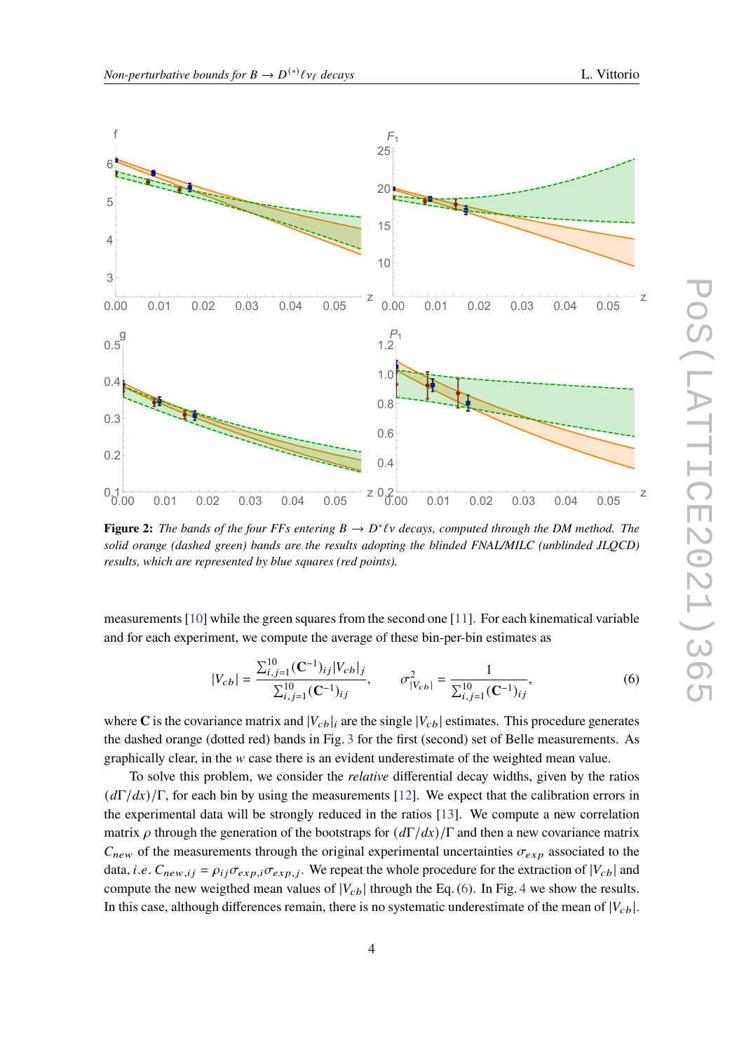**Figure 2:** *The bands of the four FFs entering $B \to D^* \ell \nu$ decays, computed through the DM method. The solid orange (dashed green) bands are the results adopting the blinded FNAL/MILC (unblinded JLQCD) results, which are represented by blue squares (red points).*

measurements [10] while the green squares from the second one [11]. For each kinematical variable and for each experiment, we compute the average of these bin-per-bin estimates as

$$|V_{cb}| = \frac{\sum_{i,j=1}^{10} (\mathbf{C}^{-1})_{ij} |V_{cb}|_j}{\sum_{i,j=1}^{10} (\mathbf{C}^{-1})_{ij}}, \qquad \sigma^2_{|V_{cb}|} = \frac{1}{\sum_{i,j=1}^{10} (\mathbf{C}^{-1})_{ij}}, \tag{6}$$

where $\mathbf{C}$ is the covariance matrix and $|V_{cb}|_i$ are the single $|V_{cb}|$ estimates. This procedure generates the dashed orange (dotted red) bands in Fig. 3 for the first (second) set of Belle measurements. As graphically clear, in the $w$ case there is an evident underestimate of the weighted mean value.

To solve this problem, we consider the *relative* differential decay widths, given by the ratios $(d\Gamma/dx)/\Gamma$, for each bin by using the measurements [12]. We expect that the calibration errors in the experimental data will be strongly reduced in the ratios [13]. We compute a new correlation matrix $\rho$ through the generation of the bootstraps for $(d\Gamma/dx)/\Gamma$ and then a new covariance matrix $C_{new}$ of the measurements through the original experimental uncertainties $\sigma_{exp}$ associated to the data, *i.e.* $C_{new,ij} = \rho_{ij} \sigma_{exp,i} \sigma_{exp,j}$. We repeat the whole procedure for the extraction of $|V_{cb}|$ and compute the new weigthed mean values of $|V_{cb}|$ through the Eq. (6). In Fig. 4 we show the results. In this case, although differences remain, there is no systematic underestimate of the mean of $|V_{cb}|$.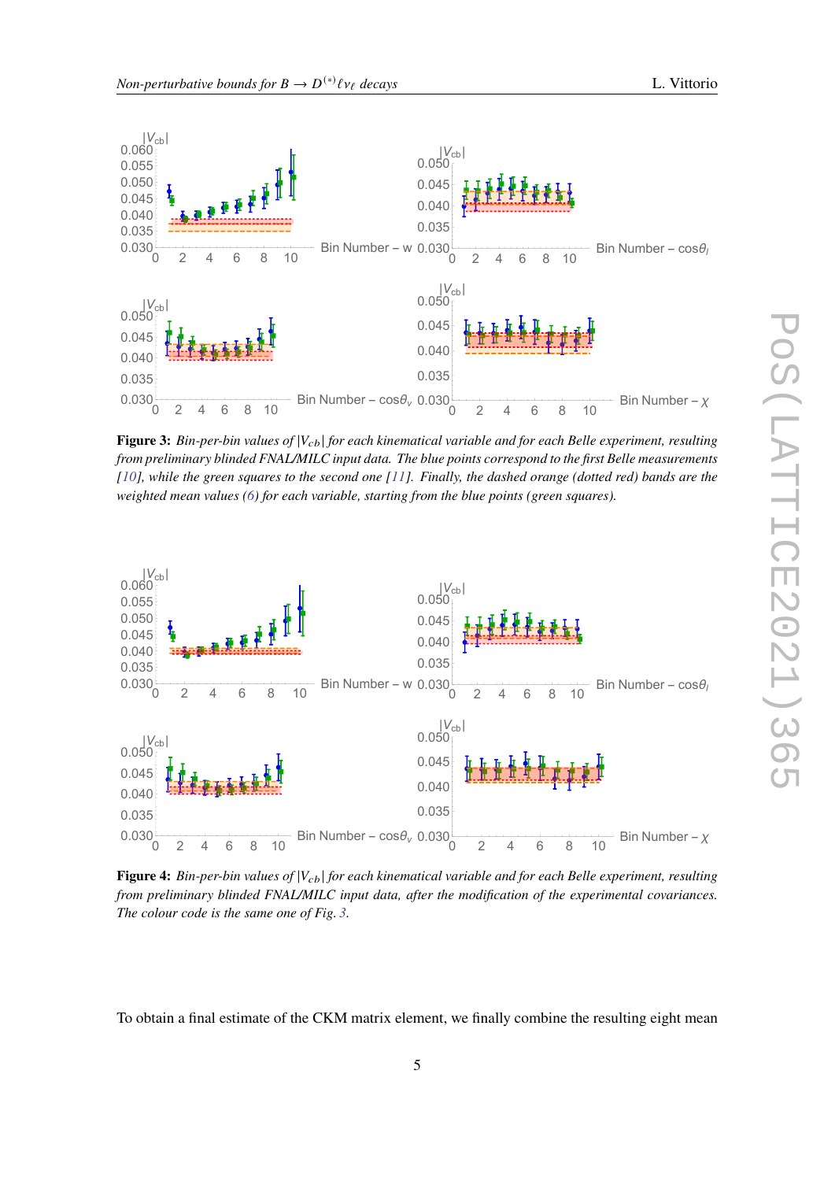**Figure 3:** *Bin-per-bin values of $|V_{cb}|$ for each kinematical variable and for each Belle experiment, resulting from preliminary blinded FNAL/MILC input data. The blue points correspond to the first Belle measurements [10], while the green squares to the second one [11]. Finally, the dashed orange (dotted red) bands are the weighted mean values (6) for each variable, starting from the blue points (green squares).*

**Figure 4:** *Bin-per-bin values of $|V_{cb}|$ for each kinematical variable and for each Belle experiment, resulting from preliminary blinded FNAL/MILC input data, after the modification of the experimental covariances. The colour code is the same one of Fig. 3.*

To obtain a final estimate of the CKM matrix element, we finally combine the resulting eight mean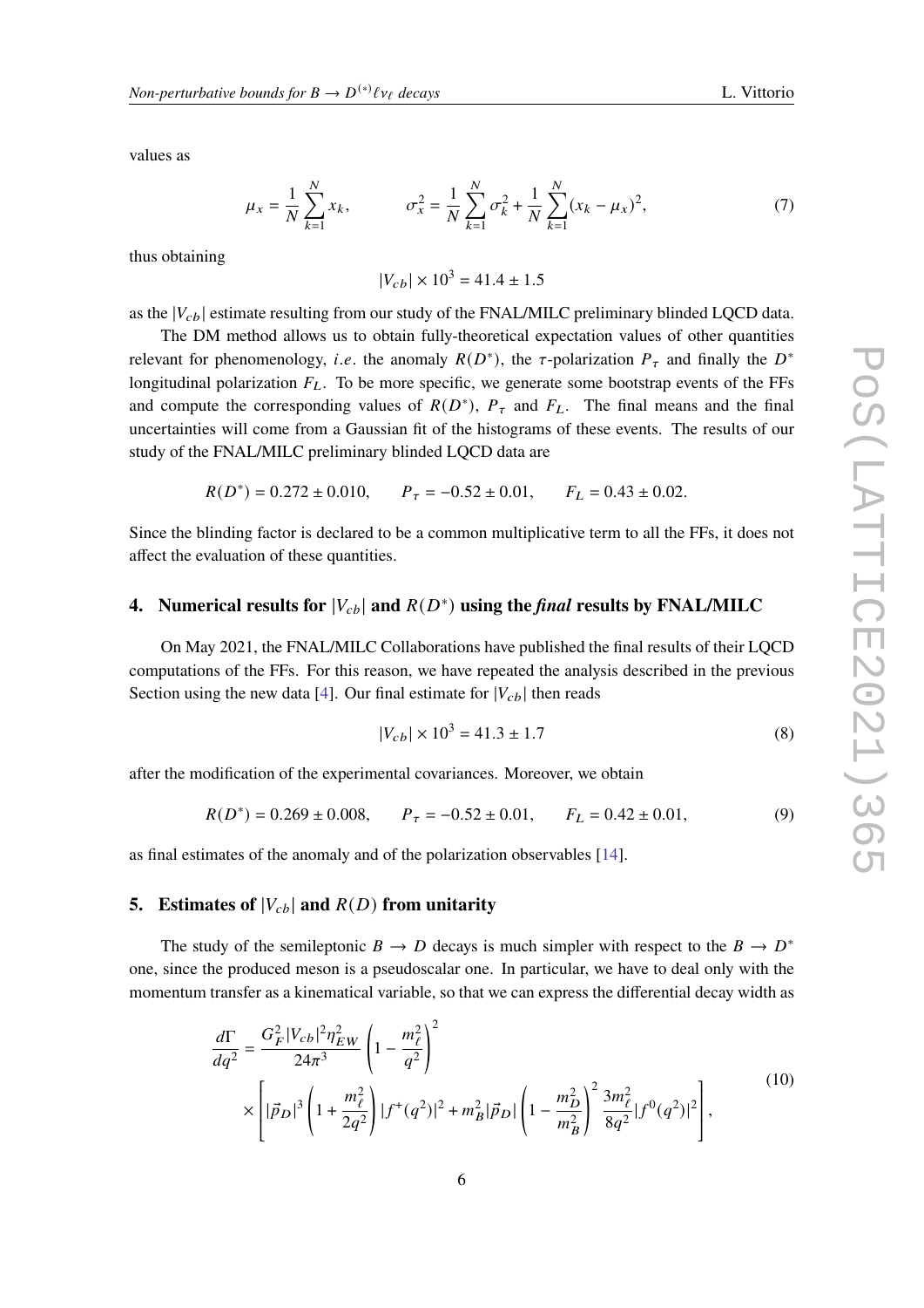values as

$$\mu_x = \frac{1}{N}\sum_{k=1}^{N} x_k, \qquad \sigma_x^2 = \frac{1}{N}\sum_{k=1}^{N}\sigma_k^2 + \frac{1}{N}\sum_{k=1}^{N}(x_k - \mu_x)^2, \tag{7}$$

thus obtaining

$$|V_{cb}| \times 10^3 = 41.4 \pm 1.5$$

as the $|V_{cb}|$ estimate resulting from our study of the FNAL/MILC preliminary blinded LQCD data.

The DM method allows us to obtain fully-theoretical expectation values of other quantities relevant for phenomenology, *i.e.* the anomaly $R(D^*)$, the $\tau$-polarization $P_\tau$ and finally the $D^*$ longitudinal polarization $F_L$. To be more specific, we generate some bootstrap events of the FFs and compute the corresponding values of $R(D^*)$, $P_\tau$ and $F_L$. The final means and the final uncertainties will come from a Gaussian fit of the histograms of these events. The results of our study of the FNAL/MILC preliminary blinded LQCD data are

$$R(D^*) = 0.272 \pm 0.010, \qquad P_\tau = -0.52 \pm 0.01, \qquad F_L = 0.43 \pm 0.02.$$

Since the blinding factor is declared to be a common multiplicative term to all the FFs, it does not affect the evaluation of these quantities.

## 4. Numerical results for $|V_{cb}|$ and $R(D^*)$ using the *final* results by FNAL/MILC

On May 2021, the FNAL/MILC Collaborations have published the final results of their LQCD computations of the FFs. For this reason, we have repeated the analysis described in the previous Section using the new data [4]. Our final estimate for $|V_{cb}|$ then reads

$$|V_{cb}| \times 10^3 = 41.3 \pm 1.7 \tag{8}$$

after the modification of the experimental covariances. Moreover, we obtain

$$R(D^*) = 0.269 \pm 0.008, \qquad P_\tau = -0.52 \pm 0.01, \qquad F_L = 0.42 \pm 0.01, \tag{9}$$

as final estimates of the anomaly and of the polarization observables [14].

## 5. Estimates of $|V_{cb}|$ and $R(D)$ from unitarity

The study of the semileptonic $B \to D$ decays is much simpler with respect to the $B \to D^*$ one, since the produced meson is a pseudoscalar one. In particular, we have to deal only with the momentum transfer as a kinematical variable, so that we can express the differential decay width as

$$\begin{aligned}\frac{d\Gamma}{dq^2} = \frac{G_F^2 |V_{cb}|^2 \eta_{EW}^2}{24\pi^3}\left(1 - \frac{m_\ell^2}{q^2}\right)^2 \\ \times \left[|\vec{p}_D|^3\left(1 + \frac{m_\ell^2}{2q^2}\right)|f^+(q^2)|^2 + m_B^2 |\vec{p}_D|\left(1 - \frac{m_D^2}{m_B^2}\right)^2 \frac{3m_\ell^2}{8q^2}|f^0(q^2)|^2\right],\end{aligned} \tag{10}$$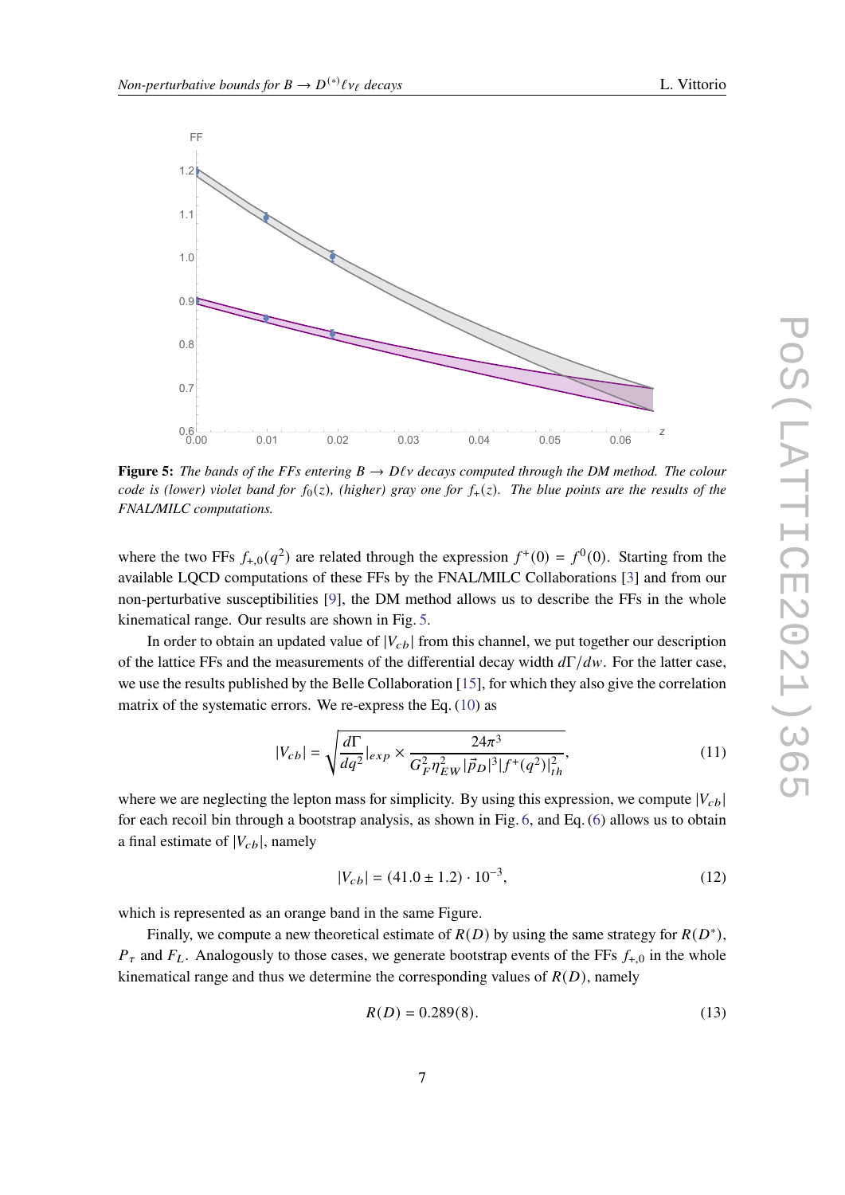**Figure 5:** *The bands of the FFs entering $B \to D\ell\nu$ decays computed through the DM method. The colour code is (lower) violet band for $f_0(z)$, (higher) gray one for $f_+(z)$. The blue points are the results of the FNAL/MILC computations.*

where the two FFs $f_{+,0}(q^2)$ are related through the expression $f^+(0) = f^0(0)$. Starting from the available LQCD computations of these FFs by the FNAL/MILC Collaborations [3] and from our non-perturbative susceptibilities [9], the DM method allows us to describe the FFs in the whole kinematical range. Our results are shown in Fig. 5.

In order to obtain an updated value of $|V_{cb}|$ from this channel, we put together our description of the lattice FFs and the measurements of the differential decay width $d\Gamma/dw$. For the latter case, we use the results published by the Belle Collaboration [15], for which they also give the correlation matrix of the systematic errors. We re-express the Eq. (10) as

$$|V_{cb}| = \sqrt{\frac{d\Gamma}{dq^2}|_{exp} \times \frac{24\pi^3}{G_F^2 \eta_{EW}^2 |\vec{p}_D|^3 |f^+(q^2)|^2_{th}}}, \tag{11}$$

where we are neglecting the lepton mass for simplicity. By using this expression, we compute $|V_{cb}|$ for each recoil bin through a bootstrap analysis, as shown in Fig. 6, and Eq. (6) allows us to obtain a final estimate of $|V_{cb}|$, namely

$$|V_{cb}| = (41.0 \pm 1.2) \cdot 10^{-3}, \tag{12}$$

which is represented as an orange band in the same Figure.

Finally, we compute a new theoretical estimate of $R(D)$ by using the same strategy for $R(D^*)$, $P_\tau$ and $F_L$. Analogously to those cases, we generate bootstrap events of the FFs $f_{+,0}$ in the whole kinematical range and thus we determine the corresponding values of $R(D)$, namely

$$R(D) = 0.289(8). \tag{13}$$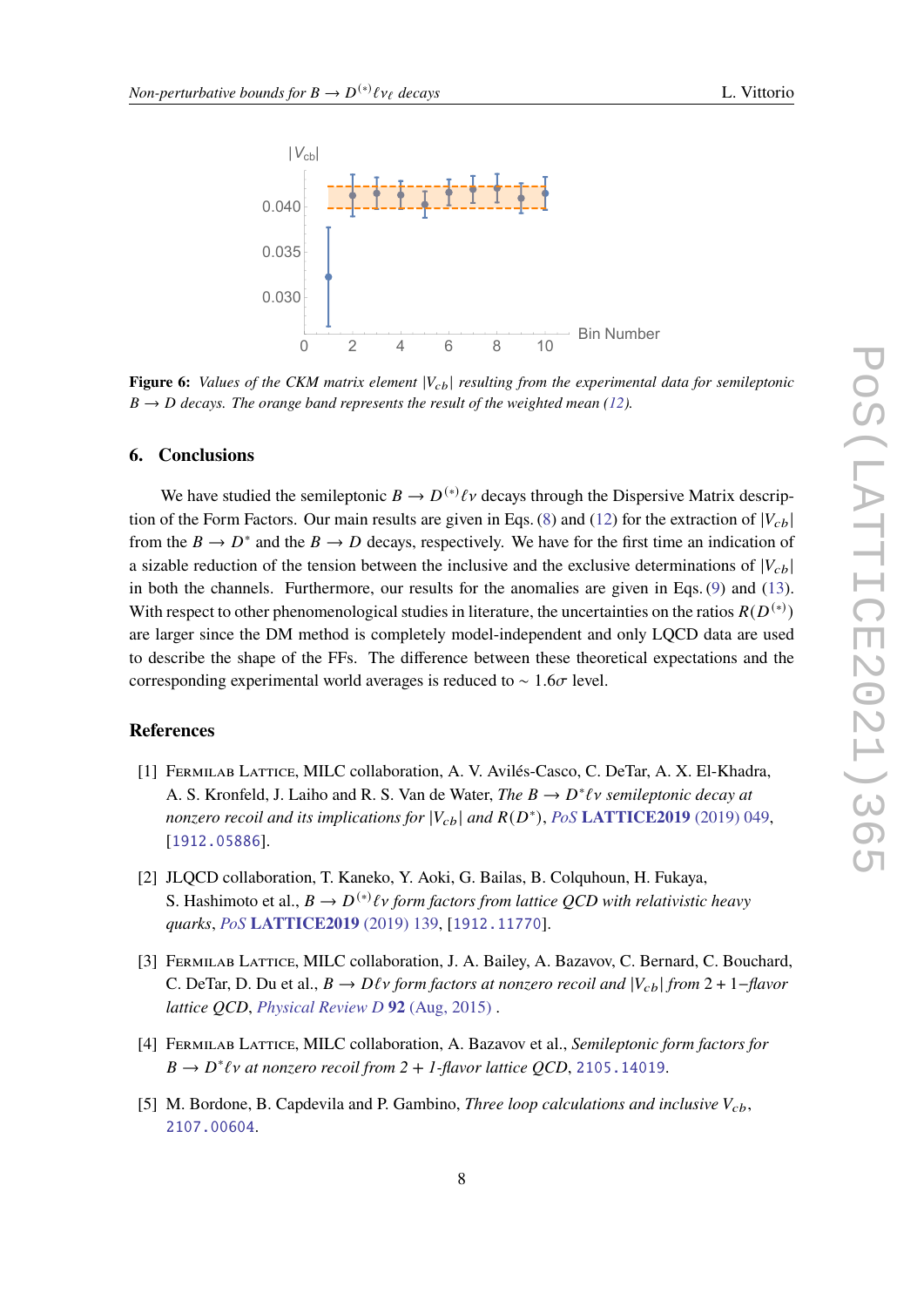**Figure 6:** *Values of the CKM matrix element $|V_{cb}|$ resulting from the experimental data for semileptonic $B \to D$ decays. The orange band represents the result of the weighted mean (12).*

## 6. Conclusions

We have studied the semileptonic $B \to D^{(*)}\ell\nu$ decays through the Dispersive Matrix description of the Form Factors. Our main results are given in Eqs. (8) and (12) for the extraction of $|V_{cb}|$ from the $B \to D^*$ and the $B \to D$ decays, respectively. We have for the first time an indication of a sizable reduction of the tension between the inclusive and the exclusive determinations of $|V_{cb}|$ in both the channels. Furthermore, our results for the anomalies are given in Eqs. (9) and (13). With respect to other phenomenological studies in literature, the uncertainties on the ratios $R(D^{(*)})$ are larger since the DM method is completely model-independent and only LQCD data are used to describe the shape of the FFs. The difference between these theoretical expectations and the corresponding experimental world averages is reduced to $\sim 1.6\sigma$ level.

## References

[1] Fermilab Lattice, MILC collaboration, A. V. Avilés-Casco, C. DeTar, A. X. El-Khadra, A. S. Kronfeld, J. Laiho and R. S. Van de Water, *The $B \to D^*\ell\nu$ semileptonic decay at nonzero recoil and its implications for $|V_{cb}|$ and $R(D^*)$*, *PoS* **LATTICE2019** (2019) 049, [1912.05886].

[2] JLQCD collaboration, T. Kaneko, Y. Aoki, G. Bailas, B. Colquhoun, H. Fukaya, S. Hashimoto et al., *$B \to D^{(*)}\ell\nu$ form factors from lattice QCD with relativistic heavy quarks*, *PoS* **LATTICE2019** (2019) 139, [1912.11770].

[3] Fermilab Lattice, MILC collaboration, J. A. Bailey, A. Bazavov, C. Bernard, C. Bouchard, C. DeTar, D. Du et al., *$B \to D\ell\nu$ form factors at nonzero recoil and $|V_{cb}|$ from 2 + 1−flavor lattice QCD*, *Physical Review D* **92** (Aug, 2015) .

[4] Fermilab Lattice, MILC collaboration, A. Bazavov et al., *Semileptonic form factors for $B \to D^*\ell\nu$ at nonzero recoil from 2 + 1-flavor lattice QCD*, 2105.14019.

[5] M. Bordone, B. Capdevila and P. Gambino, *Three loop calculations and inclusive $V_{cb}$*, 2107.00604.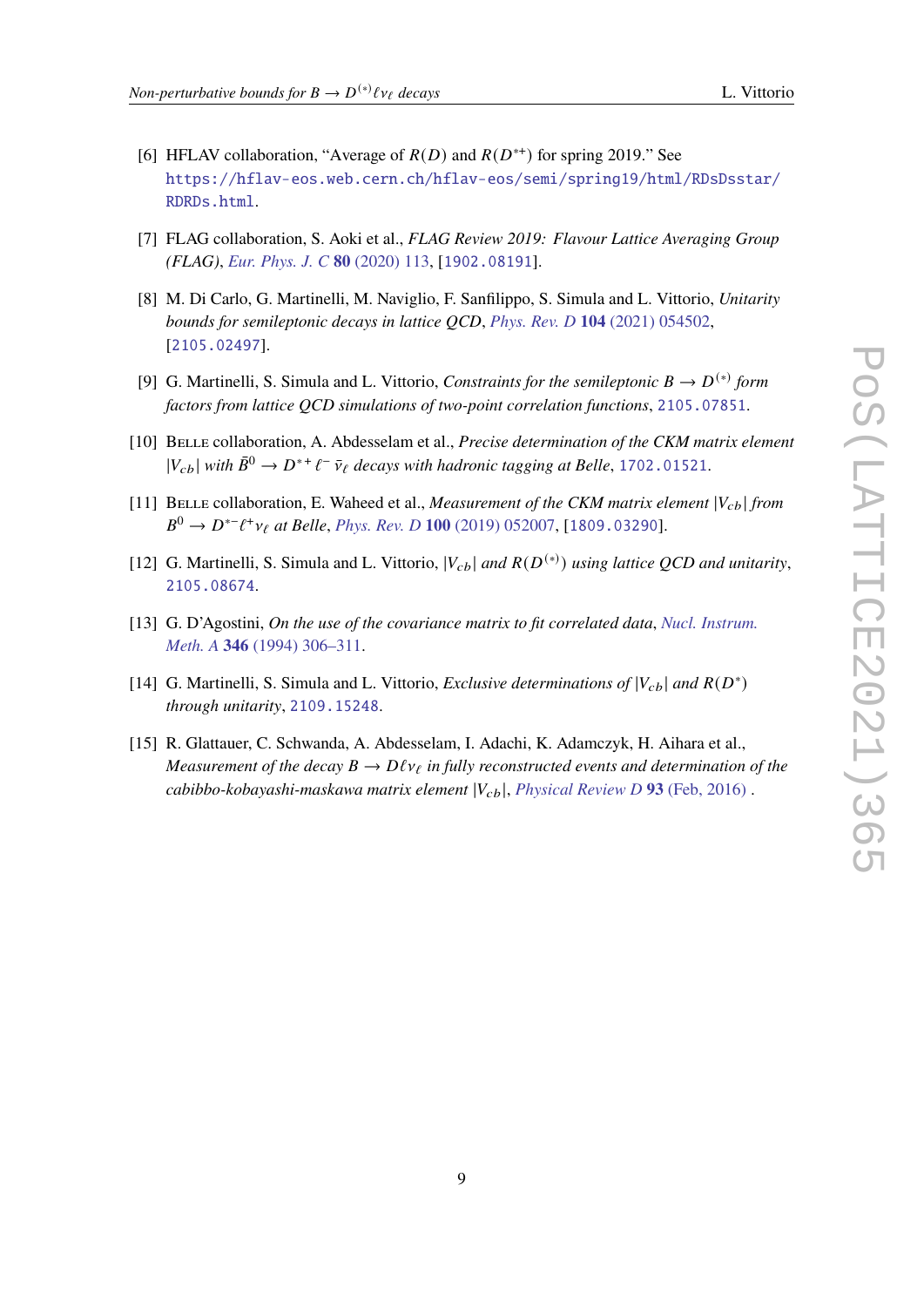[6] HFLAV collaboration, "Average of $R(D)$ and $R(D^{*+})$ for spring 2019." See https://hflav-eos.web.cern.ch/hflav-eos/semi/spring19/html/RDsDsstar/RDRDs.html.

[7] FLAG collaboration, S. Aoki et al., *FLAG Review 2019: Flavour Lattice Averaging Group (FLAG)*, *Eur. Phys. J. C* **80** (2020) 113, [1902.08191].

[8] M. Di Carlo, G. Martinelli, M. Naviglio, F. Sanfilippo, S. Simula and L. Vittorio, *Unitarity bounds for semileptonic decays in lattice QCD*, *Phys. Rev. D* **104** (2021) 054502, [2105.02497].

[9] G. Martinelli, S. Simula and L. Vittorio, *Constraints for the semileptonic $B \to D^{(*)}$ form factors from lattice QCD simulations of two-point correlation functions*, 2105.07851.

[10] Belle collaboration, A. Abdesselam et al., *Precise determination of the CKM matrix element $|V_{cb}|$ with $\bar{B}^0 \to D^{*+} \ell^- \bar{\nu}_\ell$ decays with hadronic tagging at Belle*, 1702.01521.

[11] Belle collaboration, E. Waheed et al., *Measurement of the CKM matrix element $|V_{cb}|$ from $B^0 \to D^{*-}\ell^+\nu_\ell$ at Belle*, *Phys. Rev. D* **100** (2019) 052007, [1809.03290].

[12] G. Martinelli, S. Simula and L. Vittorio, *$|V_{cb}|$ and $R(D^{(*)})$ using lattice QCD and unitarity*, 2105.08674.

[13] G. D'Agostini, *On the use of the covariance matrix to fit correlated data*, *Nucl. Instrum. Meth. A* **346** (1994) 306–311.

[14] G. Martinelli, S. Simula and L. Vittorio, *Exclusive determinations of $|V_{cb}|$ and $R(D^*)$ through unitarity*, 2109.15248.

[15] R. Glattauer, C. Schwanda, A. Abdesselam, I. Adachi, K. Adamczyk, H. Aihara et al., *Measurement of the decay $B \to D\ell\nu_\ell$ in fully reconstructed events and determination of the cabibbo-kobayashi-maskawa matrix element $|V_{cb}|$*, *Physical Review D* **93** (Feb, 2016) .